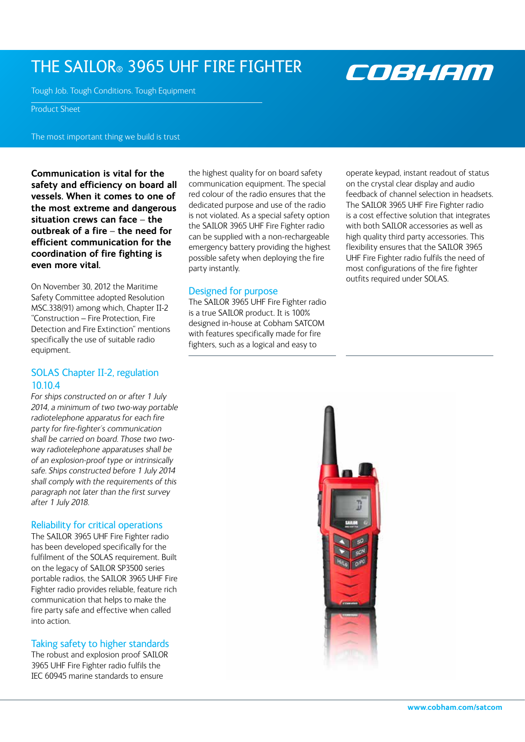# THE SAILOR® 3965 UHF FIRE FIGHTER

Tough Job. Tough Conditions. Tough Equipment

Product Sheet

The most important thing we build is trust

**Communication is vital for the safety and efficiency on board all vessels. When it comes to one of the most extreme and dangerous situation crews can face – the outbreak of a fire – the need for efficient communication for the coordination of fire fighting is even more vital.**

On November 30, 2012 the Maritime Safety Committee adopted Resolution MSC.338(91) among which, Chapter II-2 "Construction – Fire Protection, Fire Detection and Fire Extinction" mentions specifically the use of suitable radio equipment.

## SOLAS Chapter II-2, regulation 10.10.4

*For ships constructed on or after 1 July 2014, a minimum of two two-way portable radiotelephone apparatus for each fire party for fire-fighter´s communication shall be carried on board. Those two two-way radiotelephone apparatuses shall be of an explosion-proof type or intrinsically safe. Ships constructed before 1 July 2014 shall comply with the requirements of this paragraph not later than the first survey after 1 July 2018.*

## Reliability for critical operations

The SAILOR 3965 UHF Fire Fighter radio has been developed specifically for the fulfilment of the SOLAS requirement. Built on the legacy of SAILOR SP3500 series portable radios, the SAILOR 3965 UHF Fire Fighter radio provides reliable, feature rich communication that helps to make the fire party safe and effective when called into action.

## Taking safety to higher standards

The robust and explosion proof SAILOR 3965 UHF Fire Fighter radio fulfils the IEC 60945 marine standards to ensure the highest quality for on board safety communication equipment. The special red colour of the radio ensures that the dedicated purpose and use of the radio is not violated. As a special safety option the SAILOR 3965 UHF Fire Fighter radio can be supplied with a non-rechargeable emergency battery providing the highest possible safety when deploying the fire party instantly.

## Designed for purpose

The SAILOR 3965 UHF Fire Fighter radio is a true SAILOR product. It is 100% designed in-house at Cobham SATCOM with features specifically made for fire fighters, such as a logical and easy to operate keypad, instant readout of status on the crystal clear display and audio feedback of channel selection in headsets. The SAILOR 3965 UHF Fire Fighter radio is a cost effective solution that integrates with both SAILOR accessories as well as high quality third party accessories. This flexibility ensures that the SAILOR 3965 UHF Fire Fighter radio fulfils the need of most configurations of the fire fighter outfits required under SOLAS.

www.cobham.com/satcom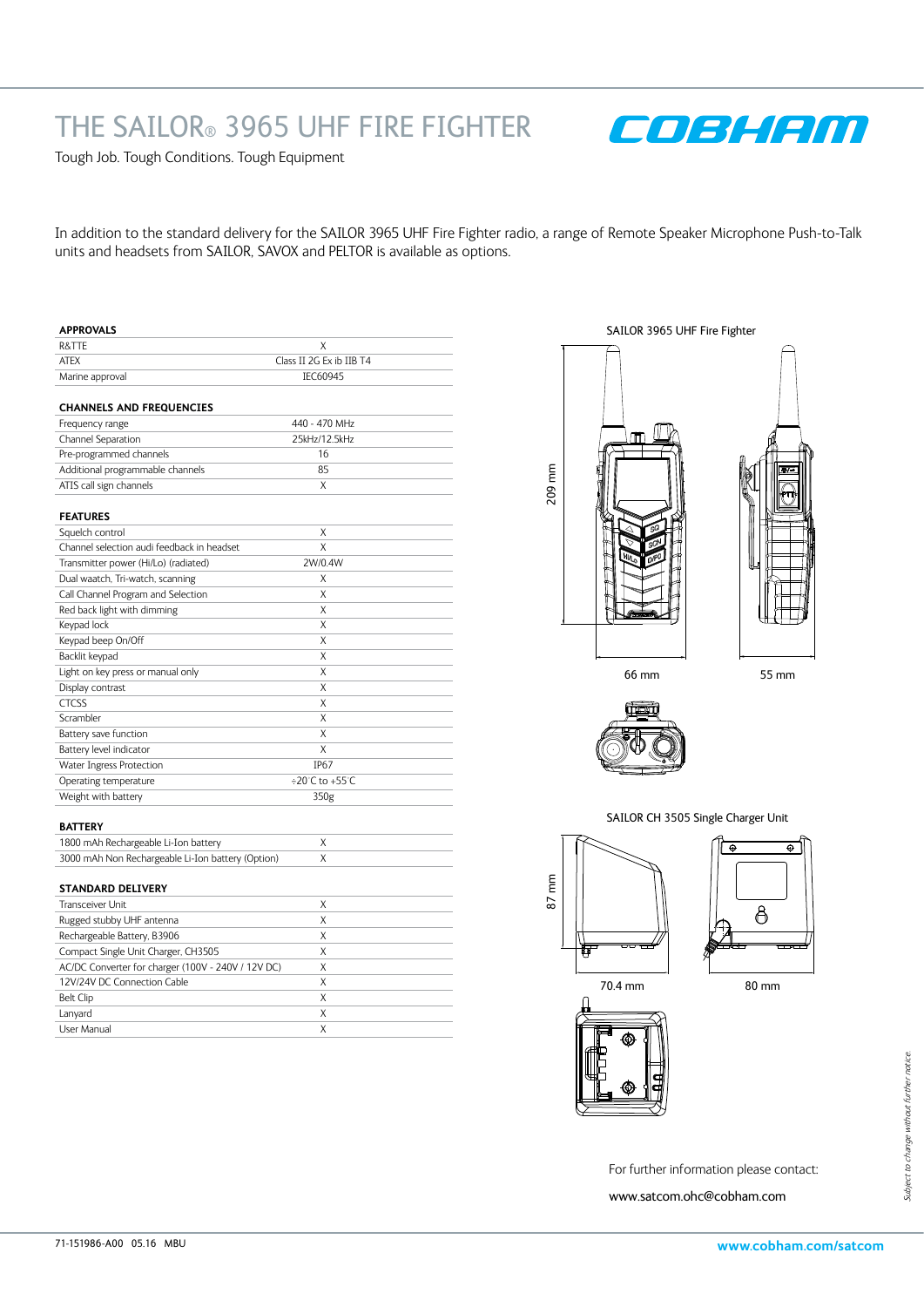# THE SAILOR® 3965 UHF FIRE FIGHTER

Tough Job. Tough Conditions. Tough Equipment

In addition to the standard delivery for the SAILOR 3965 UHF Fire Fighter radio, a range of Remote Speaker Microphone Push-to-Talk units and headsets from SAILOR, SAVOX and PELTOR is available as options.

| **APPROVALS** | |
|---|---|
| R&TTE | X |
| ATEX | Class II 2G Ex ib IIB T4 |
| Marine approval | IEC60945 |

| **CHANNELS AND FREQUENCIES** | |
|---|---|
| Frequency range | 440 - 470 MHz |
| Channel Separation | 25kHz/12.5kHz |
| Pre-programmed channels | 16 |
| Additional programmable channels | 85 |
| ATIS call sign channels | X |

| **FEATURES** | |
|---|---|
| Squelch control | X |
| Channel selection audi feedback in headset | X |
| Transmitter power (Hi/Lo) (radiated) | 2W/0.4W |
| Dual waatch, Tri-watch, scanning | X |
| Call Channel Program and Selection | X |
| Red back light with dimming | X |
| Keypad lock | X |
| Keypad beep On/Off | X |
| Backlit keypad | X |
| Light on key press or manual only | X |
| Display contrast | X |
| CTCSS | X |
| Scrambler | X |
| Battery save function | X |
| Battery level indicator | X |
| Water Ingress Protection | IP67 |
| Operating temperature | ÷20°C to +55°C |
| Weight with battery | 350g |

| **BATTERY** | |
|---|---|
| 1800 mAh Rechargeable Li-Ion battery | X |
| 3000 mAh Non Rechargeable Li-Ion battery (Option) | X |

| **STANDARD DELIVERY** | |
|---|---|
| Transceiver Unit | X |
| Rugged stubby UHF antenna | X |
| Rechargeable Battery, B3906 | X |
| Compact Single Unit Charger, CH3505 | X |
| AC/DC Converter for charger (100V - 240V / 12V DC) | X |
| 12V/24V DC Connection Cable | X |
| Belt Clip | X |
| Lanyard | X |
| User Manual | X |

SAILOR 3965 UHF Fire Fighter

209 mm

66 mm

55 mm

SAILOR CH 3505 Single Charger Unit

87 mm

70.4 mm

80 mm

For further information please contact:

www.satcom.ohc@cobham.com

*Subject to change without further notice.*

71-151986-A00 05.16 MBU

www.cobham.com/satcom